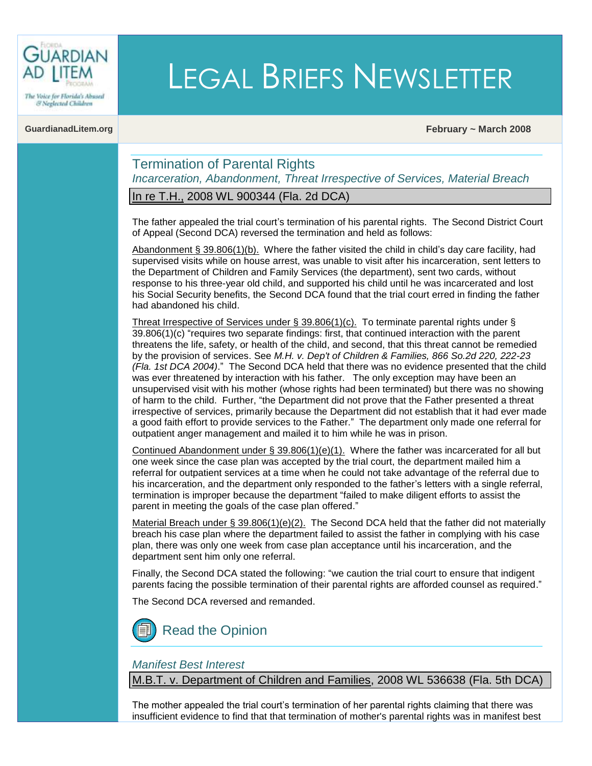GUARDIAN AD LITEM

The Voice for Florida's Abused & Neglected Children

# LEGAL BRIEFS NEWSLETTER

GuardianadLitem.org

February ~ March 2008

## Termination of Parental Rights

*Incarceration, Abandonment, Threat Irrespective of Services, Material Breach*

### In re T.H., 2008 WL 900344 (Fla. 2d DCA)

The father appealed the trial court's termination of his parental rights. The Second District Court of Appeal (Second DCA) reversed the termination and held as follows:

Abandonment § 39.806(1)(b). Where the father visited the child in child's day care facility, had supervised visits while on house arrest, was unable to visit after his incarceration, sent letters to the Department of Children and Family Services (the department), sent two cards, without response to his three-year old child, and supported his child until he was incarcerated and lost his Social Security benefits, the Second DCA found that the trial court erred in finding the father had abandoned his child.

Threat Irrespective of Services under § 39.806(1)(c). To terminate parental rights under § 39.806(1)(c) "requires two separate findings: first, that continued interaction with the parent threatens the life, safety, or health of the child, and second, that this threat cannot be remedied by the provision of services. See *M.H. v. Dep't of Children & Families, 866 So.2d 220, 222-23 (Fla. 1st DCA 2004)*." The Second DCA held that there was no evidence presented that the child was ever threatened by interaction with his father. The only exception may have been an unsupervised visit with his mother (whose rights had been terminated) but there was no showing of harm to the child. Further, "the Department did not prove that the Father presented a threat irrespective of services, primarily because the Department did not establish that it had ever made a good faith effort to provide services to the Father." The department only made one referral for outpatient anger management and mailed it to him while he was in prison.

Continued Abandonment under § 39.806(1)(e)(1). Where the father was incarcerated for all but one week since the case plan was accepted by the trial court, the department mailed him a referral for outpatient services at a time when he could not take advantage of the referral due to his incarceration, and the department only responded to the father's letters with a single referral, termination is improper because the department "failed to make diligent efforts to assist the parent in meeting the goals of the case plan offered."

Material Breach under § 39.806(1)(e)(2). The Second DCA held that the father did not materially breach his case plan where the department failed to assist the father in complying with his case plan, there was only one week from case plan acceptance until his incarceration, and the department sent him only one referral.

Finally, the Second DCA stated the following: "we caution the trial court to ensure that indigent parents facing the possible termination of their parental rights are afforded counsel as required."

The Second DCA reversed and remanded.

Read the Opinion

*Manifest Best Interest*

### M.B.T. v. Department of Children and Families, 2008 WL 536638 (Fla. 5th DCA)

The mother appealed the trial court's termination of her parental rights claiming that there was insufficient evidence to find that that termination of mother's parental rights was in manifest best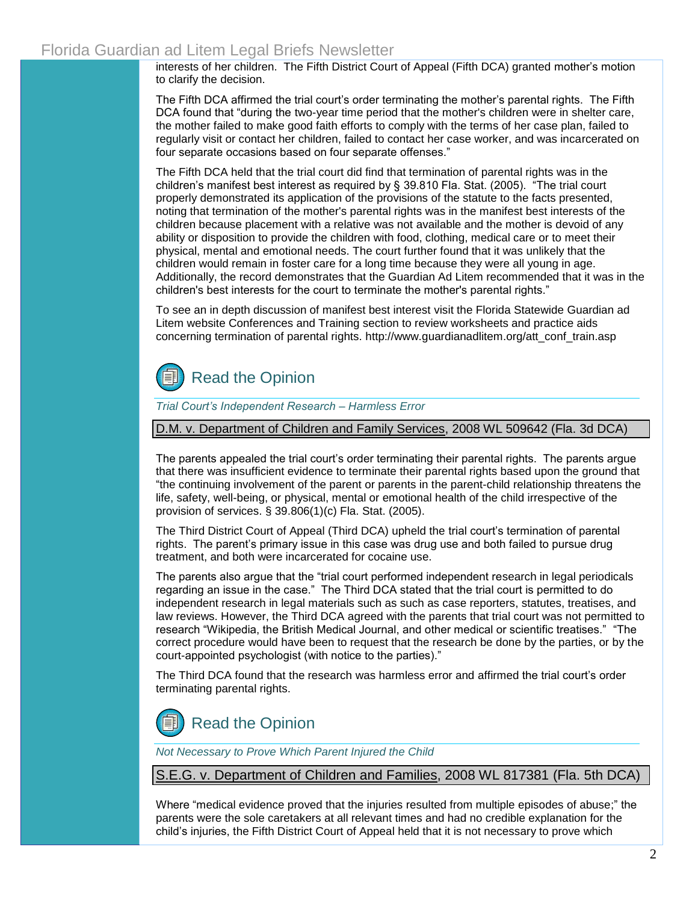interests of her children. The Fifth District Court of Appeal (Fifth DCA) granted mother's motion to clarify the decision.

The Fifth DCA affirmed the trial court's order terminating the mother's parental rights. The Fifth DCA found that "during the two-year time period that the mother's children were in shelter care, the mother failed to make good faith efforts to comply with the terms of her case plan, failed to regularly visit or contact her children, failed to contact her case worker, and was incarcerated on four separate occasions based on four separate offenses."

The Fifth DCA held that the trial court did find that termination of parental rights was in the children's manifest best interest as required by § 39.810 Fla. Stat. (2005). "The trial court properly demonstrated its application of the provisions of the statute to the facts presented, noting that termination of the mother's parental rights was in the manifest best interests of the children because placement with a relative was not available and the mother is devoid of any ability or disposition to provide the children with food, clothing, medical care or to meet their physical, mental and emotional needs. The court further found that it was unlikely that the children would remain in foster care for a long time because they were all young in age. Additionally, the record demonstrates that the Guardian Ad Litem recommended that it was in the children's best interests for the court to terminate the mother's parental rights."

To see an in depth discussion of manifest best interest visit the Florida Statewide Guardian ad Litem website Conferences and Training section to review worksheets and practice aids concerning termination of parental rights. http://www.guardianadlitem.org/att_conf_train.asp

Read the Opinion

---

*Trial Court's Independent Research – Harmless Error*

D.M. v. Department of Children and Family Services, 2008 WL 509642 (Fla. 3d DCA)

The parents appealed the trial court's order terminating their parental rights. The parents argue that there was insufficient evidence to terminate their parental rights based upon the ground that "the continuing involvement of the parent or parents in the parent-child relationship threatens the life, safety, well-being, or physical, mental or emotional health of the child irrespective of the provision of services. § 39.806(1)(c) Fla. Stat. (2005).

The Third District Court of Appeal (Third DCA) upheld the trial court's termination of parental rights. The parent's primary issue in this case was drug use and both failed to pursue drug treatment, and both were incarcerated for cocaine use.

The parents also argue that the "trial court performed independent research in legal periodicals regarding an issue in the case." The Third DCA stated that the trial court is permitted to do independent research in legal materials such as such as case reporters, statutes, treatises, and law reviews. However, the Third DCA agreed with the parents that trial court was not permitted to research "Wikipedia, the British Medical Journal, and other medical or scientific treatises." "The correct procedure would have been to request that the research be done by the parties, or by the court-appointed psychologist (with notice to the parties)."

The Third DCA found that the research was harmless error and affirmed the trial court's order terminating parental rights.

Read the Opinion

---

*Not Necessary to Prove Which Parent Injured the Child*

S.E.G. v. Department of Children and Families, 2008 WL 817381 (Fla. 5th DCA)

Where "medical evidence proved that the injuries resulted from multiple episodes of abuse;" the parents were the sole caretakers at all relevant times and had no credible explanation for the child's injuries, the Fifth District Court of Appeal held that it is not necessary to prove which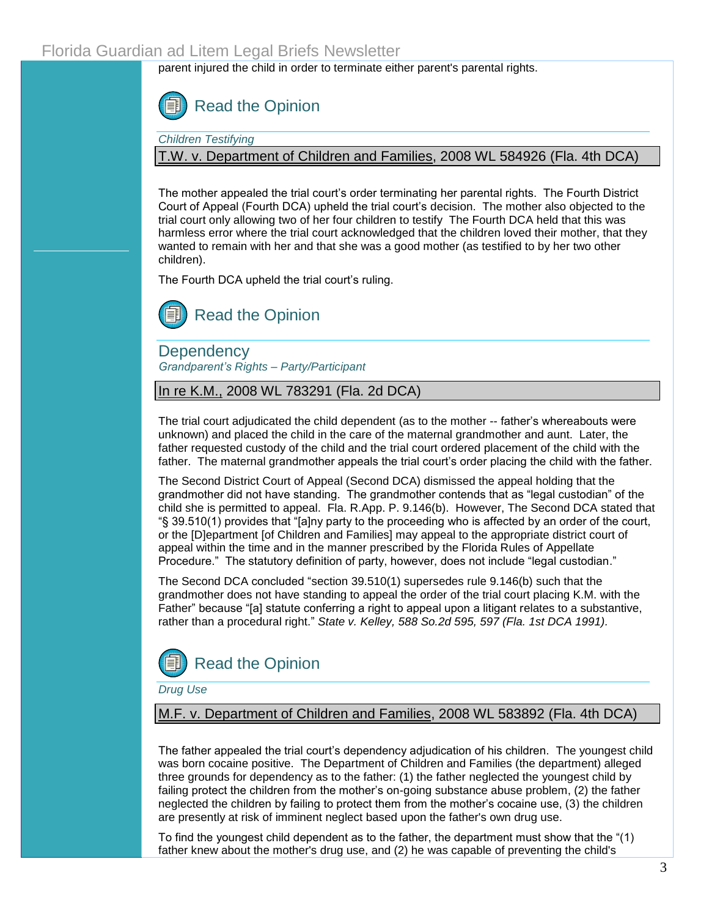parent injured the child in order to terminate either parent's parental rights.

Read the Opinion

*Children Testifying*

T.W. v. Department of Children and Families, 2008 WL 584926 (Fla. 4th DCA)

The mother appealed the trial court's order terminating her parental rights. The Fourth District Court of Appeal (Fourth DCA) upheld the trial court's decision. The mother also objected to the trial court only allowing two of her four children to testify The Fourth DCA held that this was harmless error where the trial court acknowledged that the children loved their mother, that they wanted to remain with her and that she was a good mother (as testified to by her two other children).

The Fourth DCA upheld the trial court's ruling.

Read the Opinion

## Dependency

*Grandparent's Rights – Party/Participant*

In re K.M., 2008 WL 783291 (Fla. 2d DCA)

The trial court adjudicated the child dependent (as to the mother -- father's whereabouts were unknown) and placed the child in the care of the maternal grandmother and aunt. Later, the father requested custody of the child and the trial court ordered placement of the child with the father. The maternal grandmother appeals the trial court's order placing the child with the father.

The Second District Court of Appeal (Second DCA) dismissed the appeal holding that the grandmother did not have standing. The grandmother contends that as "legal custodian" of the child she is permitted to appeal. Fla. R.App. P. 9.146(b). However, The Second DCA stated that "§ 39.510(1) provides that "[a]ny party to the proceeding who is affected by an order of the court, or the [D]epartment [of Children and Families] may appeal to the appropriate district court of appeal within the time and in the manner prescribed by the Florida Rules of Appellate Procedure." The statutory definition of party, however, does not include "legal custodian."

The Second DCA concluded "section 39.510(1) supersedes rule 9.146(b) such that the grandmother does not have standing to appeal the order of the trial court placing K.M. with the Father" because "[a] statute conferring a right to appeal upon a litigant relates to a substantive, rather than a procedural right." *State v. Kelley, 588 So.2d 595, 597 (Fla. 1st DCA 1991).*

Read the Opinion

*Drug Use*

M.F. v. Department of Children and Families, 2008 WL 583892 (Fla. 4th DCA)

The father appealed the trial court's dependency adjudication of his children. The youngest child was born cocaine positive. The Department of Children and Families (the department) alleged three grounds for dependency as to the father: (1) the father neglected the youngest child by failing protect the children from the mother's on-going substance abuse problem, (2) the father neglected the children by failing to protect them from the mother's cocaine use, (3) the children are presently at risk of imminent neglect based upon the father's own drug use.

To find the youngest child dependent as to the father, the department must show that the "(1) father knew about the mother's drug use, and (2) he was capable of preventing the child's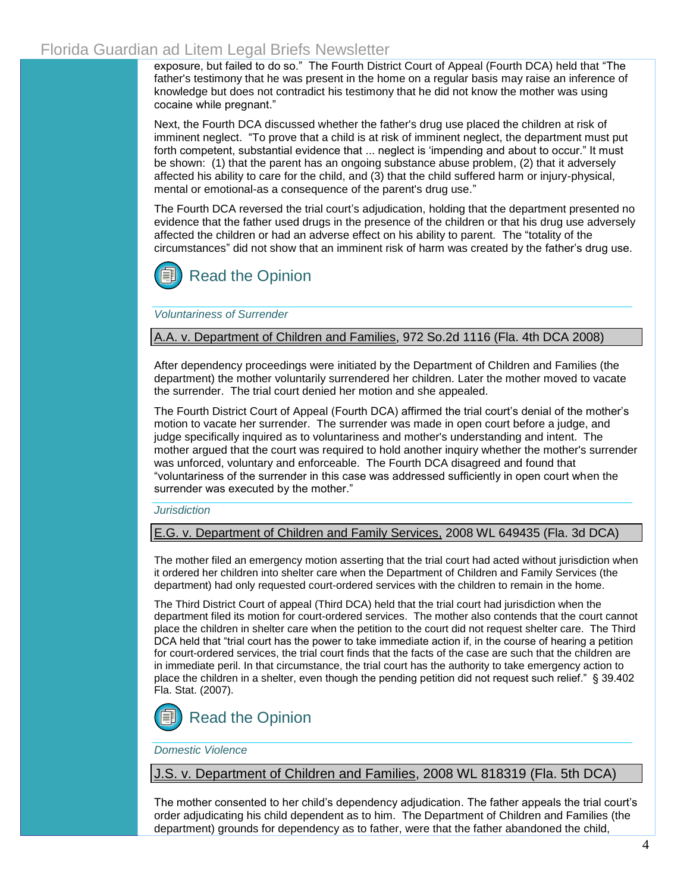exposure, but failed to do so." The Fourth District Court of Appeal (Fourth DCA) held that "The father's testimony that he was present in the home on a regular basis may raise an inference of knowledge but does not contradict his testimony that he did not know the mother was using cocaine while pregnant."

Next, the Fourth DCA discussed whether the father's drug use placed the children at risk of imminent neglect. "To prove that a child is at risk of imminent neglect, the department must put forth competent, substantial evidence that ... neglect is 'impending and about to occur." It must be shown: (1) that the parent has an ongoing substance abuse problem, (2) that it adversely affected his ability to care for the child, and (3) that the child suffered harm or injury-physical, mental or emotional-as a consequence of the parent's drug use."

The Fourth DCA reversed the trial court's adjudication, holding that the department presented no evidence that the father used drugs in the presence of the children or that his drug use adversely affected the children or had an adverse effect on his ability to parent. The "totality of the circumstances" did not show that an imminent risk of harm was created by the father's drug use.

Read the Opinion

*Voluntariness of Surrender*

**A.A. v. Department of Children and Families, 972 So.2d 1116 (Fla. 4th DCA 2008)**

After dependency proceedings were initiated by the Department of Children and Families (the department) the mother voluntarily surrendered her children. Later the mother moved to vacate the surrender. The trial court denied her motion and she appealed.

The Fourth District Court of Appeal (Fourth DCA) affirmed the trial court's denial of the mother's motion to vacate her surrender. The surrender was made in open court before a judge, and judge specifically inquired as to voluntariness and mother's understanding and intent. The mother argued that the court was required to hold another inquiry whether the mother's surrender was unforced, voluntary and enforceable. The Fourth DCA disagreed and found that "voluntariness of the surrender in this case was addressed sufficiently in open court when the surrender was executed by the mother."

*Jurisdiction*

**E.G. v. Department of Children and Family Services, 2008 WL 649435 (Fla. 3d DCA)**

The mother filed an emergency motion asserting that the trial court had acted without jurisdiction when it ordered her children into shelter care when the Department of Children and Family Services (the department) had only requested court-ordered services with the children to remain in the home.

The Third District Court of appeal (Third DCA) held that the trial court had jurisdiction when the department filed its motion for court-ordered services. The mother also contends that the court cannot place the children in shelter care when the petition to the court did not request shelter care. The Third DCA held that "trial court has the power to take immediate action if, in the course of hearing a petition for court-ordered services, the trial court finds that the facts of the case are such that the children are in immediate peril. In that circumstance, the trial court has the authority to take emergency action to place the children in a shelter, even though the pending petition did not request such relief." § 39.402 Fla. Stat. (2007).

Read the Opinion

*Domestic Violence*

**J.S. v. Department of Children and Families, 2008 WL 818319 (Fla. 5th DCA)**

The mother consented to her child's dependency adjudication. The father appeals the trial court's order adjudicating his child dependent as to him. The Department of Children and Families (the department) grounds for dependency as to father, were that the father abandoned the child,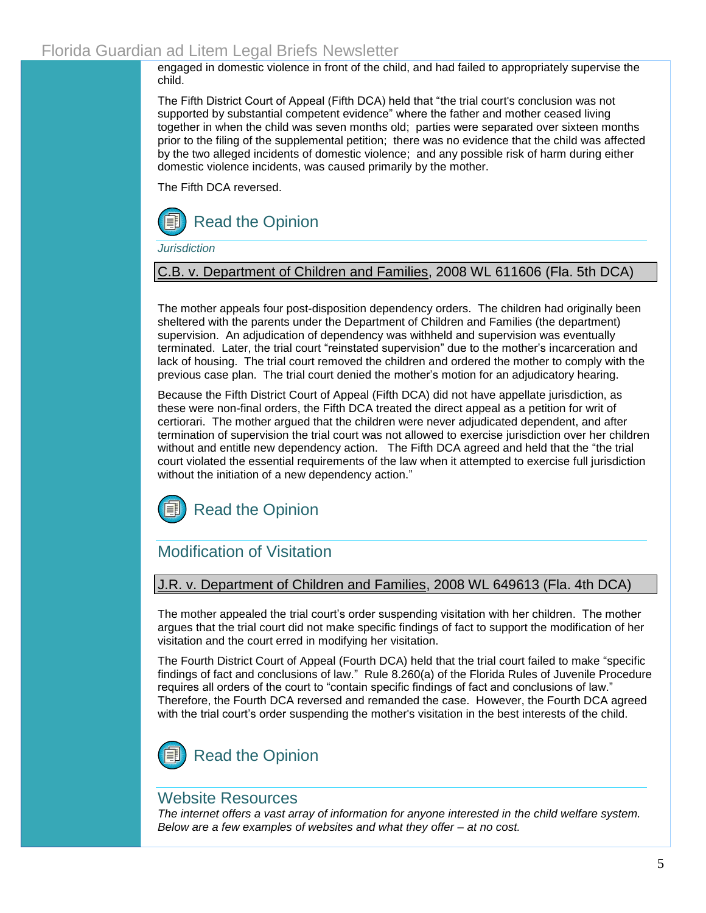engaged in domestic violence in front of the child, and had failed to appropriately supervise the child.

The Fifth District Court of Appeal (Fifth DCA) held that "the trial court's conclusion was not supported by substantial competent evidence" where the father and mother ceased living together in when the child was seven months old; parties were separated over sixteen months prior to the filing of the supplemental petition; there was no evidence that the child was affected by the two alleged incidents of domestic violence; and any possible risk of harm during either domestic violence incidents, was caused primarily by the mother.

The Fifth DCA reversed.

Read the Opinion

*Jurisdiction*

### C.B. v. Department of Children and Families, 2008 WL 611606 (Fla. 5th DCA)

The mother appeals four post-disposition dependency orders. The children had originally been sheltered with the parents under the Department of Children and Families (the department) supervision. An adjudication of dependency was withheld and supervision was eventually terminated. Later, the trial court "reinstated supervision" due to the mother's incarceration and lack of housing. The trial court removed the children and ordered the mother to comply with the previous case plan. The trial court denied the mother's motion for an adjudicatory hearing.

Because the Fifth District Court of Appeal (Fifth DCA) did not have appellate jurisdiction, as these were non-final orders, the Fifth DCA treated the direct appeal as a petition for writ of certiorari. The mother argued that the children were never adjudicated dependent, and after termination of supervision the trial court was not allowed to exercise jurisdiction over her children without and entitle new dependency action. The Fifth DCA agreed and held that the "the trial court violated the essential requirements of the law when it attempted to exercise full jurisdiction without the initiation of a new dependency action."

Read the Opinion

## Modification of Visitation

### J.R. v. Department of Children and Families, 2008 WL 649613 (Fla. 4th DCA)

The mother appealed the trial court's order suspending visitation with her children. The mother argues that the trial court did not make specific findings of fact to support the modification of her visitation and the court erred in modifying her visitation.

The Fourth District Court of Appeal (Fourth DCA) held that the trial court failed to make "specific findings of fact and conclusions of law." Rule 8.260(a) of the Florida Rules of Juvenile Procedure requires all orders of the court to "contain specific findings of fact and conclusions of law." Therefore, the Fourth DCA reversed and remanded the case. However, the Fourth DCA agreed with the trial court's order suspending the mother's visitation in the best interests of the child.

Read the Opinion

## Website Resources

*The internet offers a vast array of information for anyone interested in the child welfare system. Below are a few examples of websites and what they offer – at no cost.*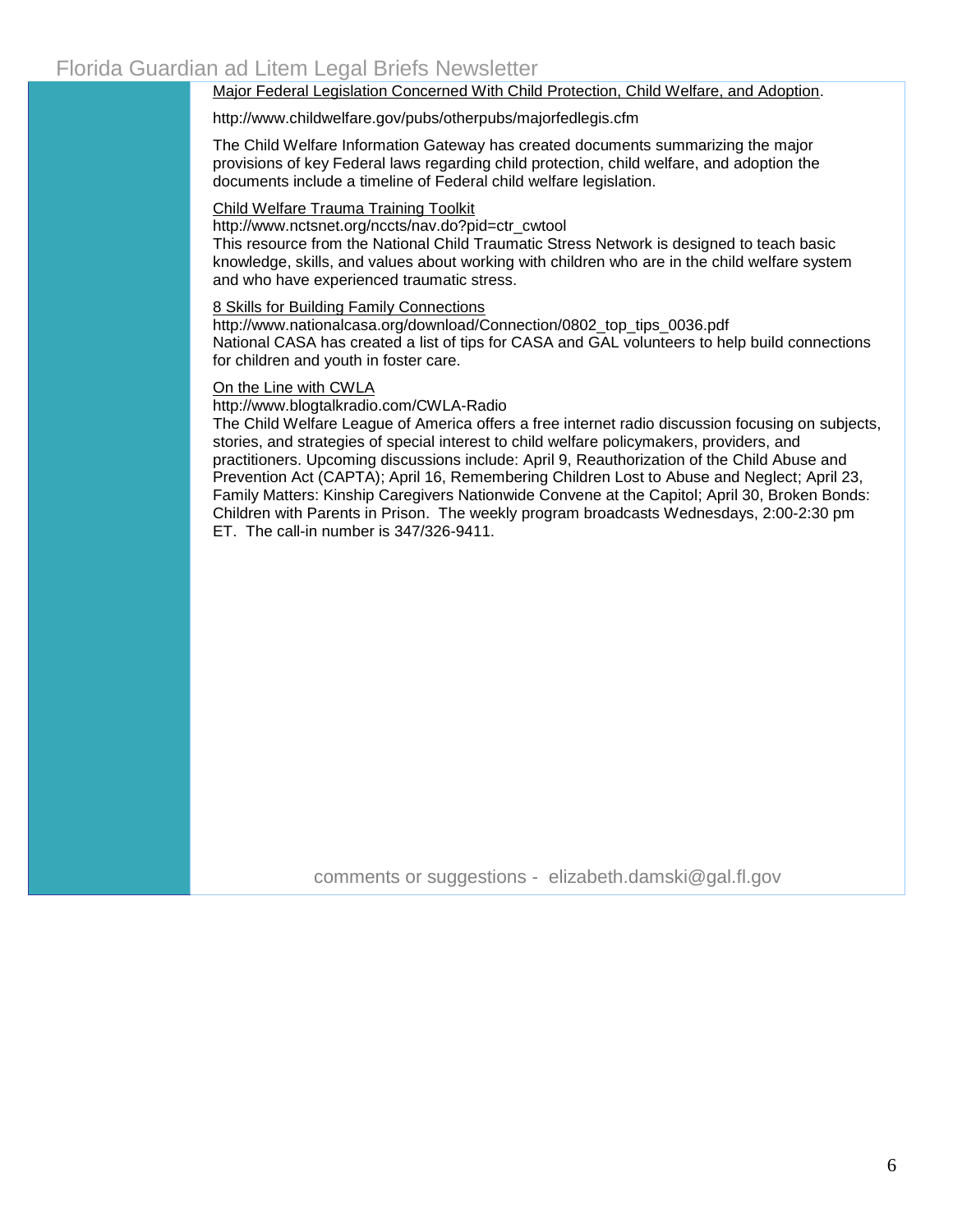Major Federal Legislation Concerned With Child Protection, Child Welfare, and Adoption.

http://www.childwelfare.gov/pubs/otherpubs/majorfedlegis.cfm

The Child Welfare Information Gateway has created documents summarizing the major provisions of key Federal laws regarding child protection, child welfare, and adoption the documents include a timeline of Federal child welfare legislation.

Child Welfare Trauma Training Toolkit
http://www.nctsnet.org/nccts/nav.do?pid=ctr_cwtool
This resource from the National Child Traumatic Stress Network is designed to teach basic knowledge, skills, and values about working with children who are in the child welfare system and who have experienced traumatic stress.

8 Skills for Building Family Connections
http://www.nationalcasa.org/download/Connection/0802_top_tips_0036.pdf
National CASA has created a list of tips for CASA and GAL volunteers to help build connections for children and youth in foster care.

On the Line with CWLA
http://www.blogtalkradio.com/CWLA-Radio
The Child Welfare League of America offers a free internet radio discussion focusing on subjects, stories, and strategies of special interest to child welfare policymakers, providers, and practitioners. Upcoming discussions include: April 9, Reauthorization of the Child Abuse and Prevention Act (CAPTA); April 16, Remembering Children Lost to Abuse and Neglect; April 23, Family Matters: Kinship Caregivers Nationwide Convene at the Capitol; April 30, Broken Bonds: Children with Parents in Prison. The weekly program broadcasts Wednesdays, 2:00-2:30 pm ET. The call-in number is 347/326-9411.

comments or suggestions - elizabeth.damski@gal.fl.gov